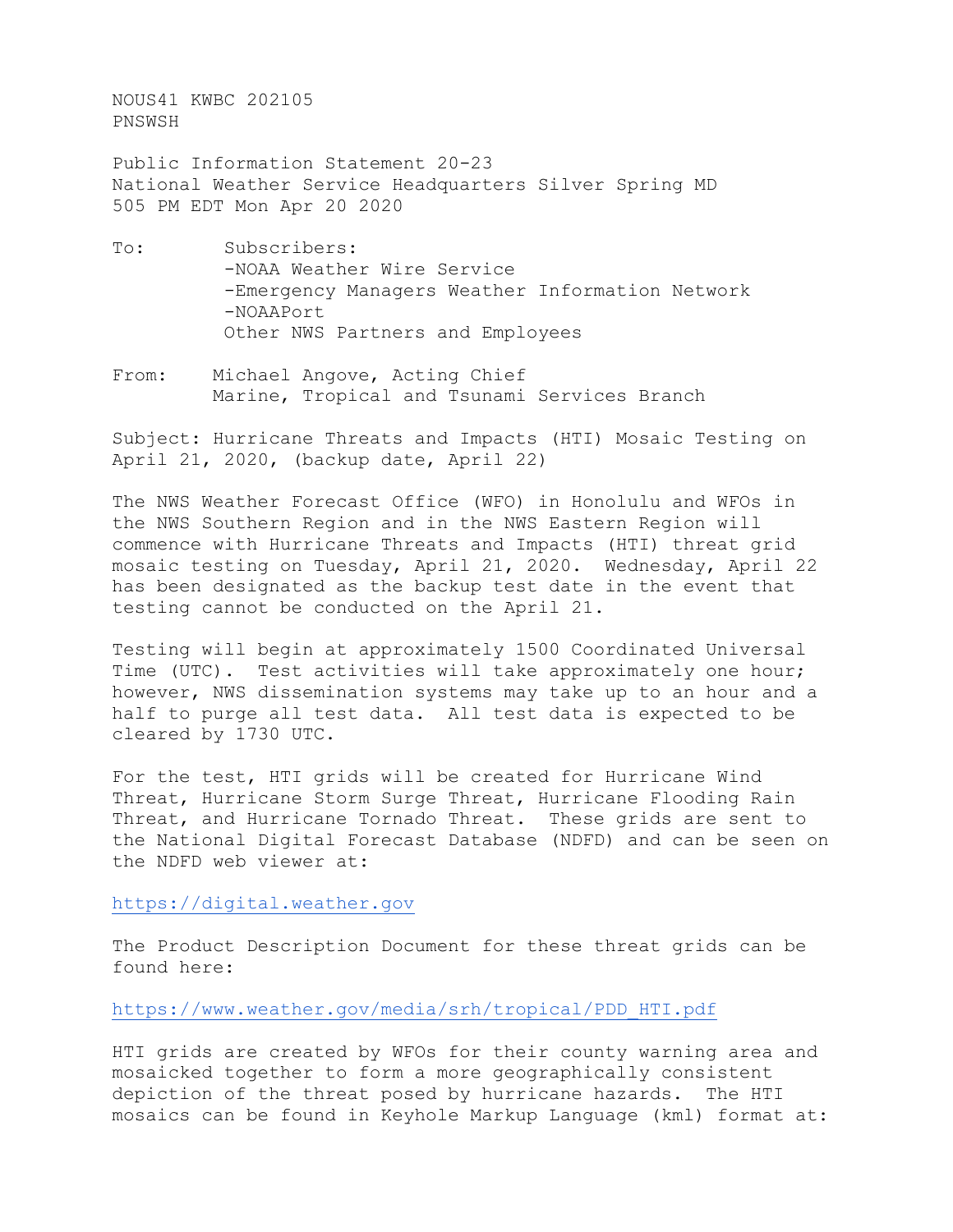NOUS41 KWBC 202105
PNSWSH

Public Information Statement 20-23
National Weather Service Headquarters Silver Spring MD
505 PM EDT Mon Apr 20 2020

To: Subscribers:
-NOAA Weather Wire Service
-Emergency Managers Weather Information Network
-NOAAPort
Other NWS Partners and Employees

From: Michael Angove, Acting Chief
Marine, Tropical and Tsunami Services Branch

Subject: Hurricane Threats and Impacts (HTI) Mosaic Testing on April 21, 2020, (backup date, April 22)

The NWS Weather Forecast Office (WFO) in Honolulu and WFOs in the NWS Southern Region and in the NWS Eastern Region will commence with Hurricane Threats and Impacts (HTI) threat grid mosaic testing on Tuesday, April 21, 2020. Wednesday, April 22 has been designated as the backup test date in the event that testing cannot be conducted on the April 21.

Testing will begin at approximately 1500 Coordinated Universal Time (UTC). Test activities will take approximately one hour; however, NWS dissemination systems may take up to an hour and a half to purge all test data. All test data is expected to be cleared by 1730 UTC.

For the test, HTI grids will be created for Hurricane Wind Threat, Hurricane Storm Surge Threat, Hurricane Flooding Rain Threat, and Hurricane Tornado Threat. These grids are sent to the National Digital Forecast Database (NDFD) and can be seen on the NDFD web viewer at:

https://digital.weather.gov

The Product Description Document for these threat grids can be found here:

https://www.weather.gov/media/srh/tropical/PDD_HTI.pdf

HTI grids are created by WFOs for their county warning area and mosaicked together to form a more geographically consistent depiction of the threat posed by hurricane hazards. The HTI mosaics can be found in Keyhole Markup Language (kml) format at: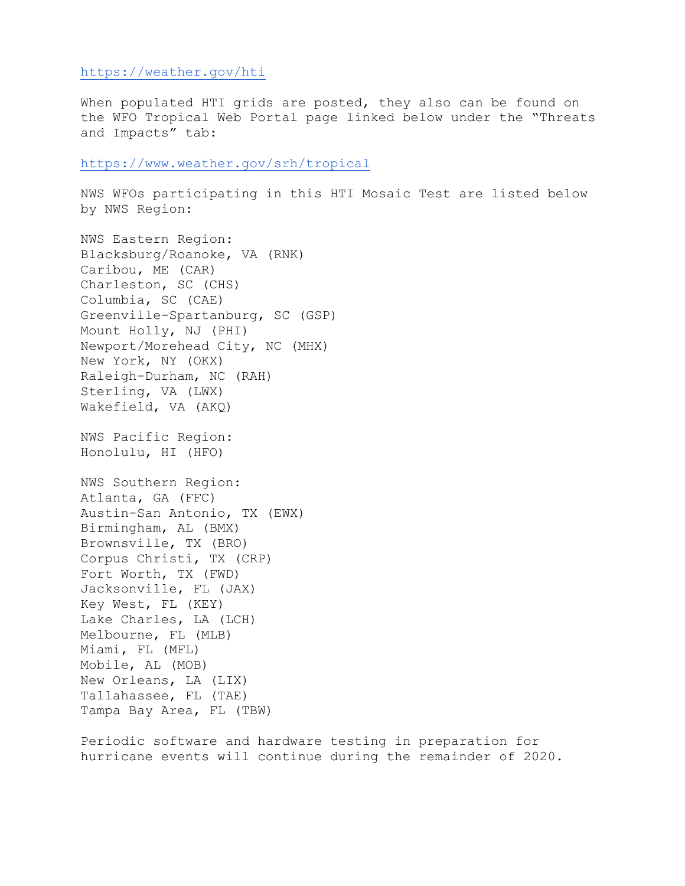https://weather.gov/hti

When populated HTI grids are posted, they also can be found on the WFO Tropical Web Portal page linked below under the "Threats and Impacts" tab:

https://www.weather.gov/srh/tropical

NWS WFOs participating in this HTI Mosaic Test are listed below by NWS Region:

NWS Eastern Region:
Blacksburg/Roanoke, VA (RNK)
Caribou, ME (CAR)
Charleston, SC (CHS)
Columbia, SC (CAE)
Greenville-Spartanburg, SC (GSP)
Mount Holly, NJ (PHI)
Newport/Morehead City, NC (MHX)
New York, NY (OKX)
Raleigh-Durham, NC (RAH)
Sterling, VA (LWX)
Wakefield, VA (AKQ)

NWS Pacific Region:
Honolulu, HI (HFO)

NWS Southern Region:
Atlanta, GA (FFC)
Austin-San Antonio, TX (EWX)
Birmingham, AL (BMX)
Brownsville, TX (BRO)
Corpus Christi, TX (CRP)
Fort Worth, TX (FWD)
Jacksonville, FL (JAX)
Key West, FL (KEY)
Lake Charles, LA (LCH)
Melbourne, FL (MLB)
Miami, FL (MFL)
Mobile, AL (MOB)
New Orleans, LA (LIX)
Tallahassee, FL (TAE)
Tampa Bay Area, FL (TBW)

Periodic software and hardware testing in preparation for hurricane events will continue during the remainder of 2020.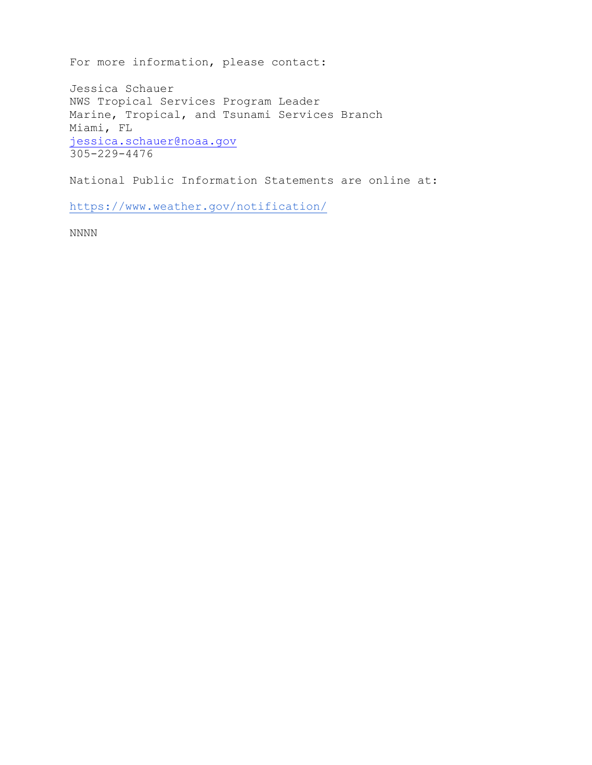For more information, please contact:

Jessica Schauer
NWS Tropical Services Program Leader
Marine, Tropical, and Tsunami Services Branch
Miami, FL
jessica.schauer@noaa.gov
305-229-4476

National Public Information Statements are online at:

https://www.weather.gov/notification/

NNNN